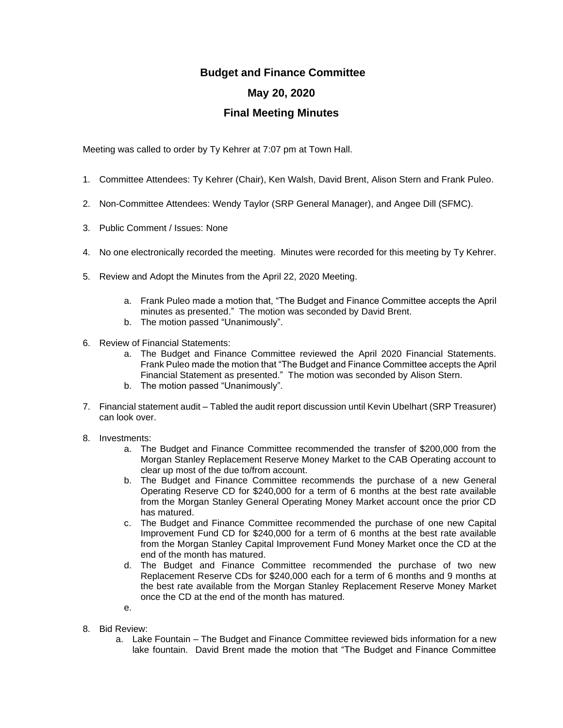# Budget and Finance Committee

## May 20, 2020

## Final Meeting Minutes

Meeting was called to order by Ty Kehrer at 7:07 pm at Town Hall.

1. Committee Attendees: Ty Kehrer (Chair), Ken Walsh, David Brent, Alison Stern and Frank Puleo.

2. Non-Committee Attendees: Wendy Taylor (SRP General Manager), and Angee Dill (SFMC).

3. Public Comment / Issues: None

4. No one electronically recorded the meeting. Minutes were recorded for this meeting by Ty Kehrer.

5. Review and Adopt the Minutes from the April 22, 2020 Meeting.

   a. Frank Puleo made a motion that, "The Budget and Finance Committee accepts the April minutes as presented." The motion was seconded by David Brent.
   b. The motion passed "Unanimously".

6. Review of Financial Statements:
   a. The Budget and Finance Committee reviewed the April 2020 Financial Statements. Frank Puleo made the motion that "The Budget and Finance Committee accepts the April Financial Statement as presented." The motion was seconded by Alison Stern.
   b. The motion passed "Unanimously".

7. Financial statement audit – Tabled the audit report discussion until Kevin Ubelhart (SRP Treasurer) can look over.

8. Investments:
   a. The Budget and Finance Committee recommended the transfer of $200,000 from the Morgan Stanley Replacement Reserve Money Market to the CAB Operating account to clear up most of the due to/from account.
   b. The Budget and Finance Committee recommends the purchase of a new General Operating Reserve CD for $240,000 for a term of 6 months at the best rate available from the Morgan Stanley General Operating Money Market account once the prior CD has matured.
   c. The Budget and Finance Committee recommended the purchase of one new Capital Improvement Fund CD for $240,000 for a term of 6 months at the best rate available from the Morgan Stanley Capital Improvement Fund Money Market once the CD at the end of the month has matured.
   d. The Budget and Finance Committee recommended the purchase of two new Replacement Reserve CDs for $240,000 each for a term of 6 months and 9 months at the best rate available from the Morgan Stanley Replacement Reserve Money Market once the CD at the end of the month has matured.
   e.

8. Bid Review:
   a. Lake Fountain – The Budget and Finance Committee reviewed bids information for a new lake fountain. David Brent made the motion that "The Budget and Finance Committee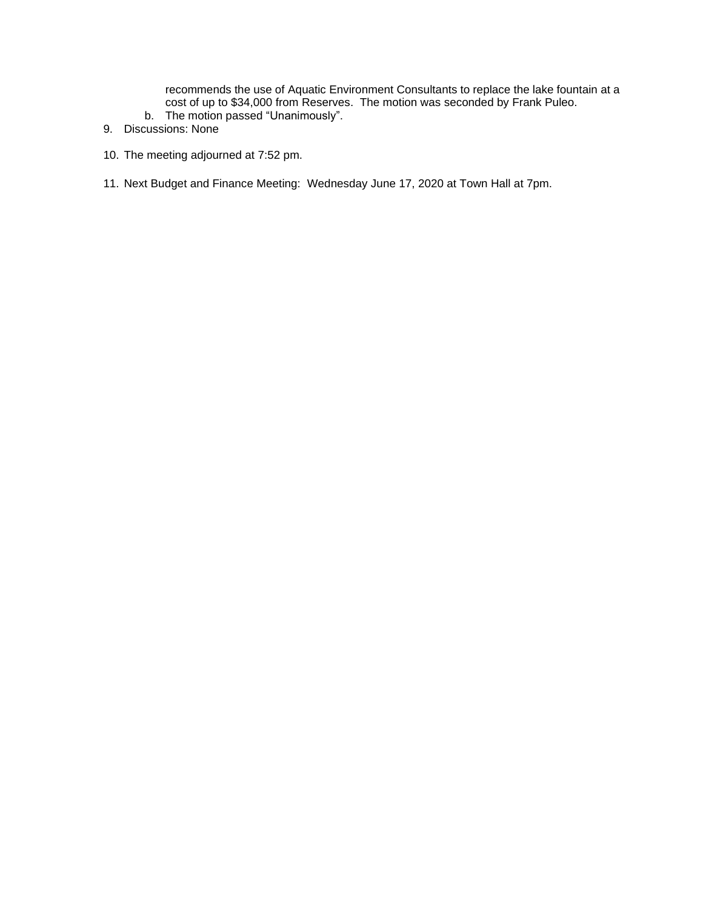recommends the use of Aquatic Environment Consultants to replace the lake fountain at a cost of up to $34,000 from Reserves. The motion was seconded by Frank Puleo.

b. The motion passed “Unanimously”.

9. Discussions: None

10. The meeting adjourned at 7:52 pm.

11. Next Budget and Finance Meeting: Wednesday June 17, 2020 at Town Hall at 7pm.